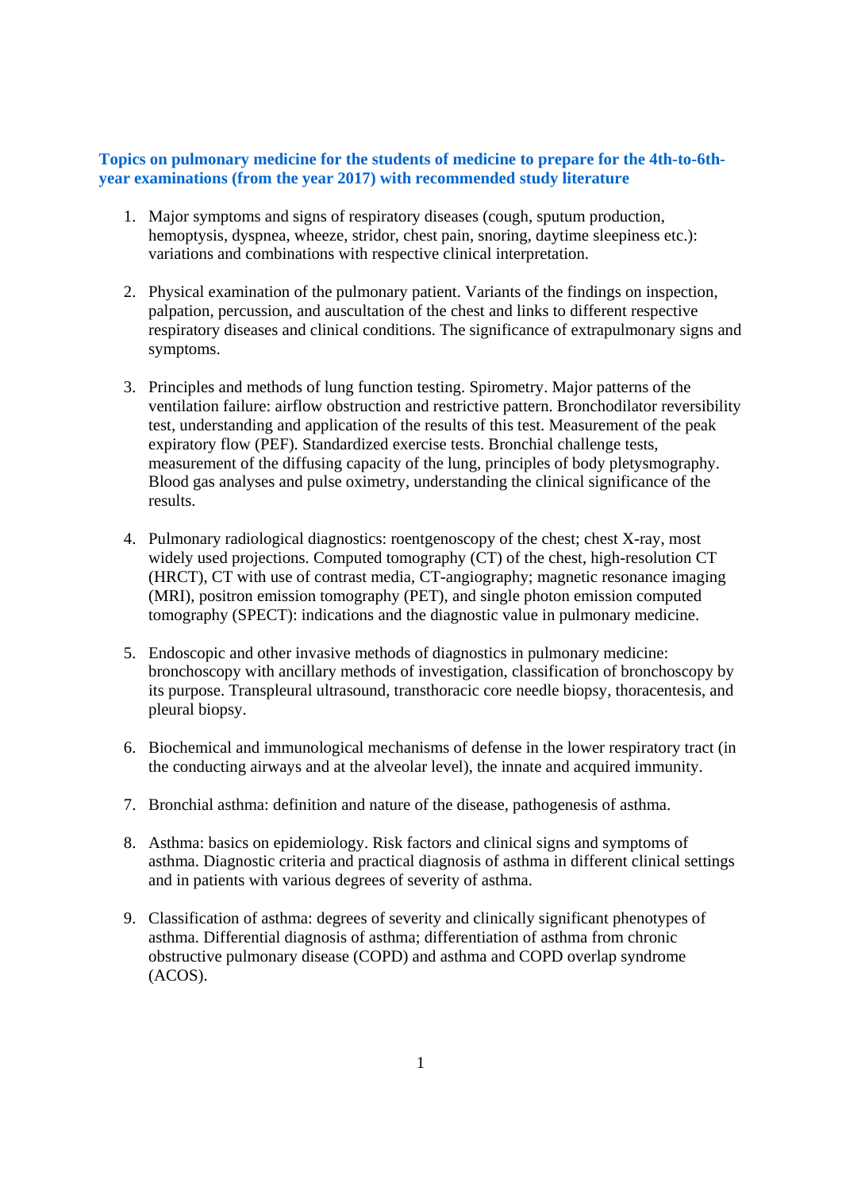**Topics on pulmonary medicine for the students of medicine to prepare for the 4th-to-6th-year examinations (from the year 2017) with recommended study literature**

1. Major symptoms and signs of respiratory diseases (cough, sputum production, hemoptysis, dyspnea, wheeze, stridor, chest pain, snoring, daytime sleepiness etc.): variations and combinations with respective clinical interpretation.

2. Physical examination of the pulmonary patient. Variants of the findings on inspection, palpation, percussion, and auscultation of the chest and links to different respective respiratory diseases and clinical conditions. The significance of extrapulmonary signs and symptoms.

3. Principles and methods of lung function testing. Spirometry. Major patterns of the ventilation failure: airflow obstruction and restrictive pattern. Bronchodilator reversibility test, understanding and application of the results of this test. Measurement of the peak expiratory flow (PEF). Standardized exercise tests. Bronchial challenge tests, measurement of the diffusing capacity of the lung, principles of body pletysmography. Blood gas analyses and pulse oximetry, understanding the clinical significance of the results.

4. Pulmonary radiological diagnostics: roentgenoscopy of the chest; chest X-ray, most widely used projections. Computed tomography (CT) of the chest, high-resolution CT (HRCT), CT with use of contrast media, CT-angiography; magnetic resonance imaging (MRI), positron emission tomography (PET), and single photon emission computed tomography (SPECT): indications and the diagnostic value in pulmonary medicine.

5. Endoscopic and other invasive methods of diagnostics in pulmonary medicine: bronchoscopy with ancillary methods of investigation, classification of bronchoscopy by its purpose. Transpleural ultrasound, transthoracic core needle biopsy, thoracentesis, and pleural biopsy.

6. Biochemical and immunological mechanisms of defense in the lower respiratory tract (in the conducting airways and at the alveolar level), the innate and acquired immunity.

7. Bronchial asthma: definition and nature of the disease, pathogenesis of asthma.

8. Asthma: basics on epidemiology. Risk factors and clinical signs and symptoms of asthma. Diagnostic criteria and practical diagnosis of asthma in different clinical settings and in patients with various degrees of severity of asthma.

9. Classification of asthma: degrees of severity and clinically significant phenotypes of asthma. Differential diagnosis of asthma; differentiation of asthma from chronic obstructive pulmonary disease (COPD) and asthma and COPD overlap syndrome (ACOS).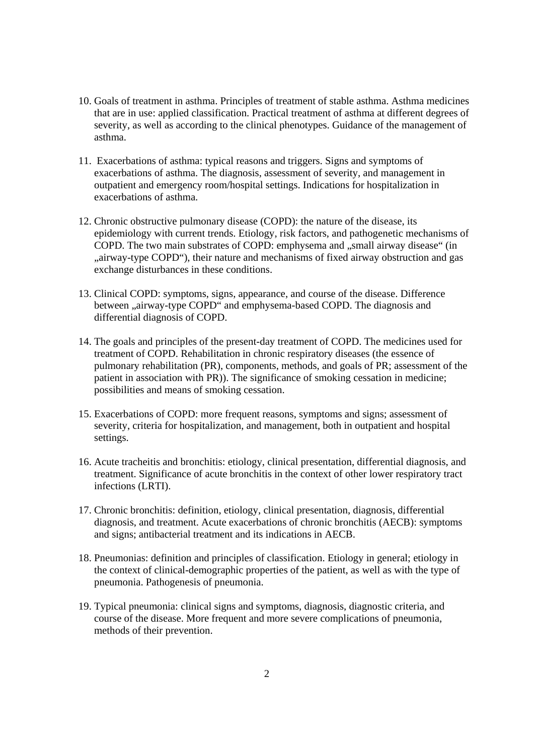10. Goals of treatment in asthma. Principles of treatment of stable asthma. Asthma medicines that are in use: applied classification. Practical treatment of asthma at different degrees of severity, as well as according to the clinical phenotypes. Guidance of the management of asthma.

11. Exacerbations of asthma: typical reasons and triggers. Signs and symptoms of exacerbations of asthma. The diagnosis, assessment of severity, and management in outpatient and emergency room/hospital settings. Indications for hospitalization in exacerbations of asthma.

12. Chronic obstructive pulmonary disease (COPD): the nature of the disease, its epidemiology with current trends. Etiology, risk factors, and pathogenetic mechanisms of COPD. The two main substrates of COPD: emphysema and „small airway disease" (in „airway-type COPD"), their nature and mechanisms of fixed airway obstruction and gas exchange disturbances in these conditions.

13. Clinical COPD: symptoms, signs, appearance, and course of the disease. Difference between „airway-type COPD" and emphysema-based COPD. The diagnosis and differential diagnosis of COPD.

14. The goals and principles of the present-day treatment of COPD. The medicines used for treatment of COPD. Rehabilitation in chronic respiratory diseases (the essence of pulmonary rehabilitation (PR), components, methods, and goals of PR; assessment of the patient in association with PR)). The significance of smoking cessation in medicine; possibilities and means of smoking cessation.

15. Exacerbations of COPD: more frequent reasons, symptoms and signs; assessment of severity, criteria for hospitalization, and management, both in outpatient and hospital settings.

16. Acute tracheitis and bronchitis: etiology, clinical presentation, differential diagnosis, and treatment. Significance of acute bronchitis in the context of other lower respiratory tract infections (LRTI).

17. Chronic bronchitis: definition, etiology, clinical presentation, diagnosis, differential diagnosis, and treatment. Acute exacerbations of chronic bronchitis (AECB): symptoms and signs; antibacterial treatment and its indications in AECB.

18. Pneumonias: definition and principles of classification. Etiology in general; etiology in the context of clinical-demographic properties of the patient, as well as with the type of pneumonia. Pathogenesis of pneumonia.

19. Typical pneumonia: clinical signs and symptoms, diagnosis, diagnostic criteria, and course of the disease. More frequent and more severe complications of pneumonia, methods of their prevention.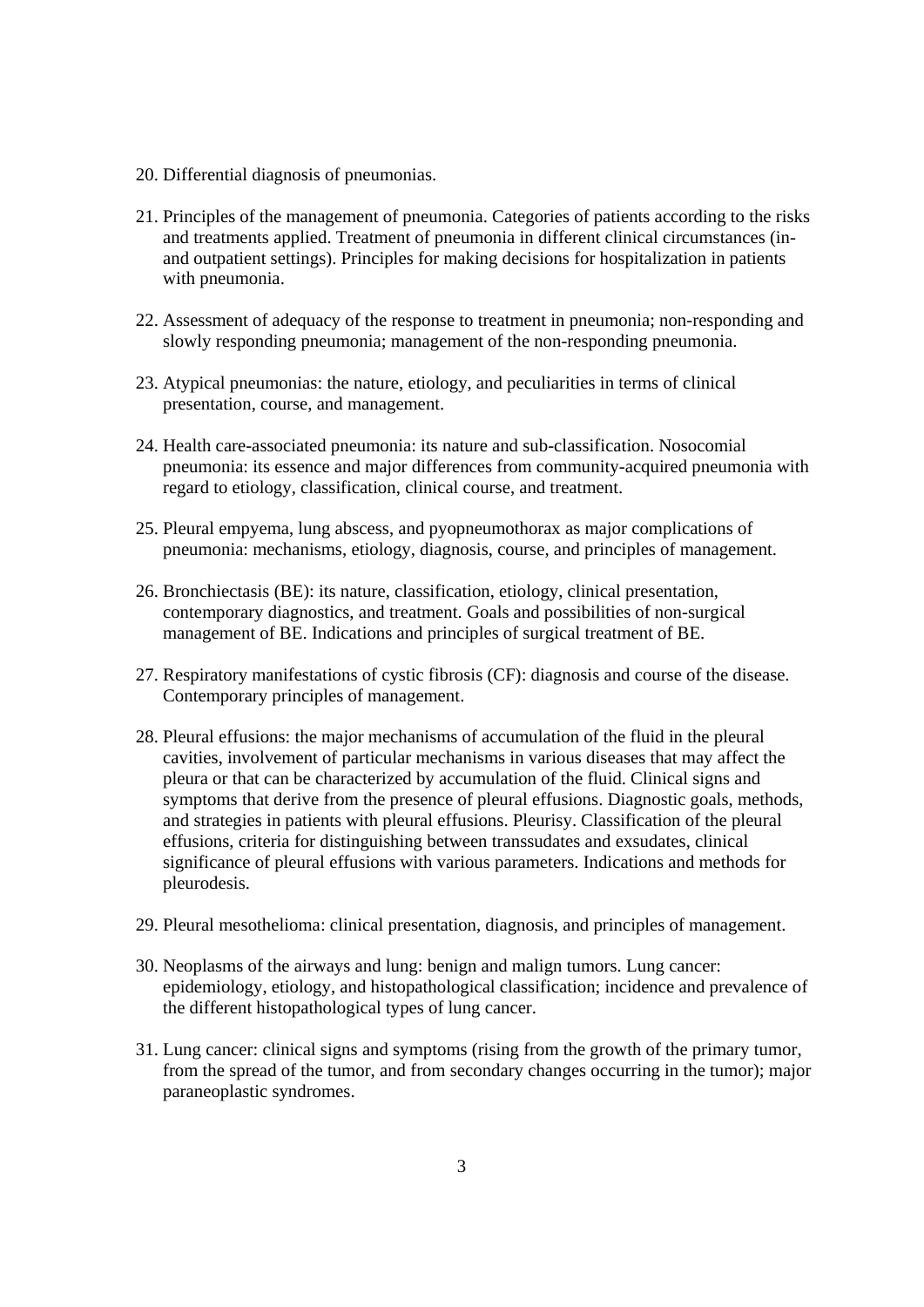20. Differential diagnosis of pneumonias.

21. Principles of the management of pneumonia. Categories of patients according to the risks and treatments applied. Treatment of pneumonia in different clinical circumstances (in- and outpatient settings). Principles for making decisions for hospitalization in patients with pneumonia.

22. Assessment of adequacy of the response to treatment in pneumonia; non-responding and slowly responding pneumonia; management of the non-responding pneumonia.

23. Atypical pneumonias: the nature, etiology, and peculiarities in terms of clinical presentation, course, and management.

24. Health care-associated pneumonia: its nature and sub-classification. Nosocomial pneumonia: its essence and major differences from community-acquired pneumonia with regard to etiology, classification, clinical course, and treatment.

25. Pleural empyema, lung abscess, and pyopneumothorax as major complications of pneumonia: mechanisms, etiology, diagnosis, course, and principles of management.

26. Bronchiectasis (BE): its nature, classification, etiology, clinical presentation, contemporary diagnostics, and treatment. Goals and possibilities of non-surgical management of BE. Indications and principles of surgical treatment of BE.

27. Respiratory manifestations of cystic fibrosis (CF): diagnosis and course of the disease. Contemporary principles of management.

28. Pleural effusions: the major mechanisms of accumulation of the fluid in the pleural cavities, involvement of particular mechanisms in various diseases that may affect the pleura or that can be characterized by accumulation of the fluid. Clinical signs and symptoms that derive from the presence of pleural effusions. Diagnostic goals, methods, and strategies in patients with pleural effusions. Pleurisy. Classification of the pleural effusions, criteria for distinguishing between transsudates and exsudates, clinical significance of pleural effusions with various parameters. Indications and methods for pleurodesis.

29. Pleural mesothelioma: clinical presentation, diagnosis, and principles of management.

30. Neoplasms of the airways and lung: benign and malign tumors. Lung cancer: epidemiology, etiology, and histopathological classification; incidence and prevalence of the different histopathological types of lung cancer.

31. Lung cancer: clinical signs and symptoms (rising from the growth of the primary tumor, from the spread of the tumor, and from secondary changes occurring in the tumor); major paraneoplastic syndromes.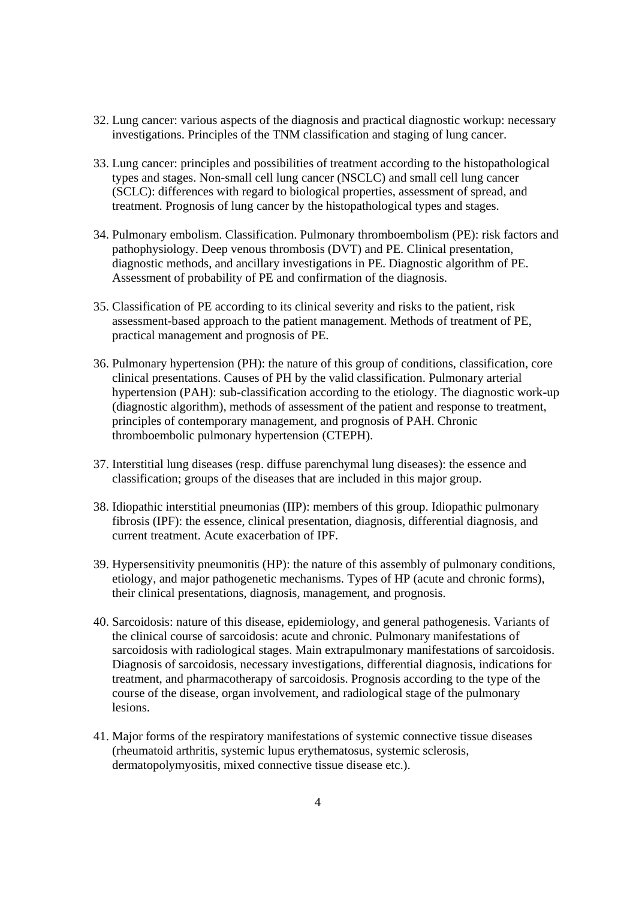32. Lung cancer: various aspects of the diagnosis and practical diagnostic workup: necessary investigations. Principles of the TNM classification and staging of lung cancer.

33. Lung cancer: principles and possibilities of treatment according to the histopathological types and stages. Non-small cell lung cancer (NSCLC) and small cell lung cancer (SCLC): differences with regard to biological properties, assessment of spread, and treatment. Prognosis of lung cancer by the histopathological types and stages.

34. Pulmonary embolism. Classification. Pulmonary thromboembolism (PE): risk factors and pathophysiology. Deep venous thrombosis (DVT) and PE. Clinical presentation, diagnostic methods, and ancillary investigations in PE. Diagnostic algorithm of PE. Assessment of probability of PE and confirmation of the diagnosis.

35. Classification of PE according to its clinical severity and risks to the patient, risk assessment-based approach to the patient management. Methods of treatment of PE, practical management and prognosis of PE.

36. Pulmonary hypertension (PH): the nature of this group of conditions, classification, core clinical presentations. Causes of PH by the valid classification. Pulmonary arterial hypertension (PAH): sub-classification according to the etiology. The diagnostic work-up (diagnostic algorithm), methods of assessment of the patient and response to treatment, principles of contemporary management, and prognosis of PAH. Chronic thromboembolic pulmonary hypertension (CTEPH).

37. Interstitial lung diseases (resp. diffuse parenchymal lung diseases): the essence and classification; groups of the diseases that are included in this major group.

38. Idiopathic interstitial pneumonias (IIP): members of this group. Idiopathic pulmonary fibrosis (IPF): the essence, clinical presentation, diagnosis, differential diagnosis, and current treatment. Acute exacerbation of IPF.

39. Hypersensitivity pneumonitis (HP): the nature of this assembly of pulmonary conditions, etiology, and major pathogenetic mechanisms. Types of HP (acute and chronic forms), their clinical presentations, diagnosis, management, and prognosis.

40. Sarcoidosis: nature of this disease, epidemiology, and general pathogenesis. Variants of the clinical course of sarcoidosis: acute and chronic. Pulmonary manifestations of sarcoidosis with radiological stages. Main extrapulmonary manifestations of sarcoidosis. Diagnosis of sarcoidosis, necessary investigations, differential diagnosis, indications for treatment, and pharmacotherapy of sarcoidosis. Prognosis according to the type of the course of the disease, organ involvement, and radiological stage of the pulmonary lesions.

41. Major forms of the respiratory manifestations of systemic connective tissue diseases (rheumatoid arthritis, systemic lupus erythematosus, systemic sclerosis, dermatopolymyositis, mixed connective tissue disease etc.).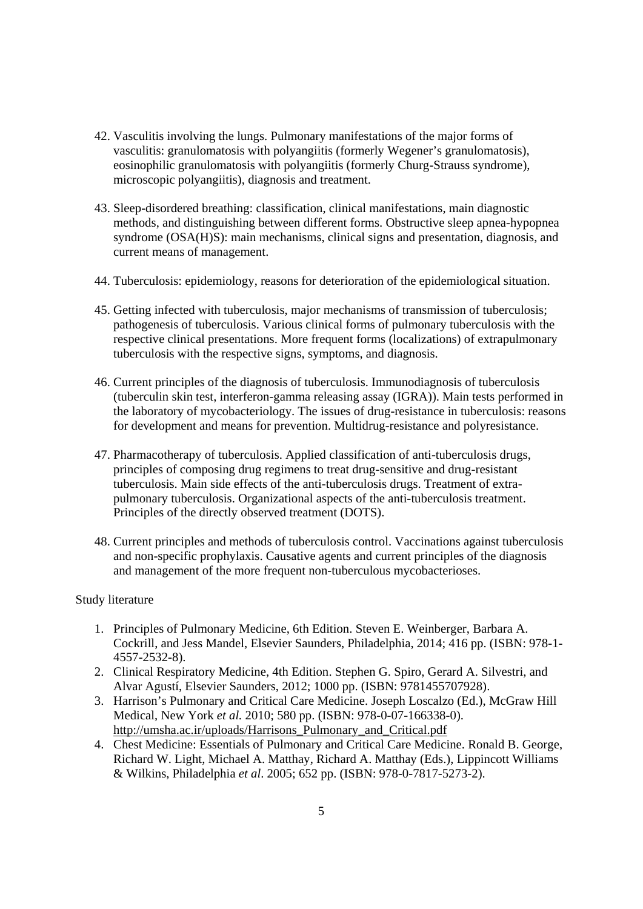42. Vasculitis involving the lungs. Pulmonary manifestations of the major forms of vasculitis: granulomatosis with polyangiitis (formerly Wegener's granulomatosis), eosinophilic granulomatosis with polyangiitis (formerly Churg-Strauss syndrome), microscopic polyangiitis), diagnosis and treatment.

43. Sleep-disordered breathing: classification, clinical manifestations, main diagnostic methods, and distinguishing between different forms. Obstructive sleep apnea-hypopnea syndrome (OSA(H)S): main mechanisms, clinical signs and presentation, diagnosis, and current means of management.

44. Tuberculosis: epidemiology, reasons for deterioration of the epidemiological situation.

45. Getting infected with tuberculosis, major mechanisms of transmission of tuberculosis; pathogenesis of tuberculosis. Various clinical forms of pulmonary tuberculosis with the respective clinical presentations. More frequent forms (localizations) of extrapulmonary tuberculosis with the respective signs, symptoms, and diagnosis.

46. Current principles of the diagnosis of tuberculosis. Immunodiagnosis of tuberculosis (tuberculin skin test, interferon-gamma releasing assay (IGRA)). Main tests performed in the laboratory of mycobacteriology. The issues of drug-resistance in tuberculosis: reasons for development and means for prevention. Multidrug-resistance and polyresistance.

47. Pharmacotherapy of tuberculosis. Applied classification of anti-tuberculosis drugs, principles of composing drug regimens to treat drug-sensitive and drug-resistant tuberculosis. Main side effects of the anti-tuberculosis drugs. Treatment of extra-pulmonary tuberculosis. Organizational aspects of the anti-tuberculosis treatment. Principles of the directly observed treatment (DOTS).

48. Current principles and methods of tuberculosis control. Vaccinations against tuberculosis and non-specific prophylaxis. Causative agents and current principles of the diagnosis and management of the more frequent non-tuberculous mycobacterioses.

Study literature

1. Principles of Pulmonary Medicine, 6th Edition. Steven E. Weinberger, Barbara A. Cockrill, and Jess Mandel, Elsevier Saunders, Philadelphia, 2014; 416 pp. (ISBN: 978-1-4557-2532-8).
2. Clinical Respiratory Medicine, 4th Edition. Stephen G. Spiro, Gerard A. Silvestri, and Alvar Agustí, Elsevier Saunders, 2012; 1000 pp. (ISBN: 9781455707928).
3. Harrison's Pulmonary and Critical Care Medicine. Joseph Loscalzo (Ed.), McGraw Hill Medical, New York *et al.* 2010; 580 pp. (ISBN: 978-0-07-166338-0). http://umsha.ac.ir/uploads/Harrisons_Pulmonary_and_Critical.pdf
4. Chest Medicine: Essentials of Pulmonary and Critical Care Medicine. Ronald B. George, Richard W. Light, Michael A. Matthay, Richard A. Matthay (Eds.), Lippincott Williams & Wilkins, Philadelphia *et al*. 2005; 652 pp. (ISBN: 978-0-7817-5273-2).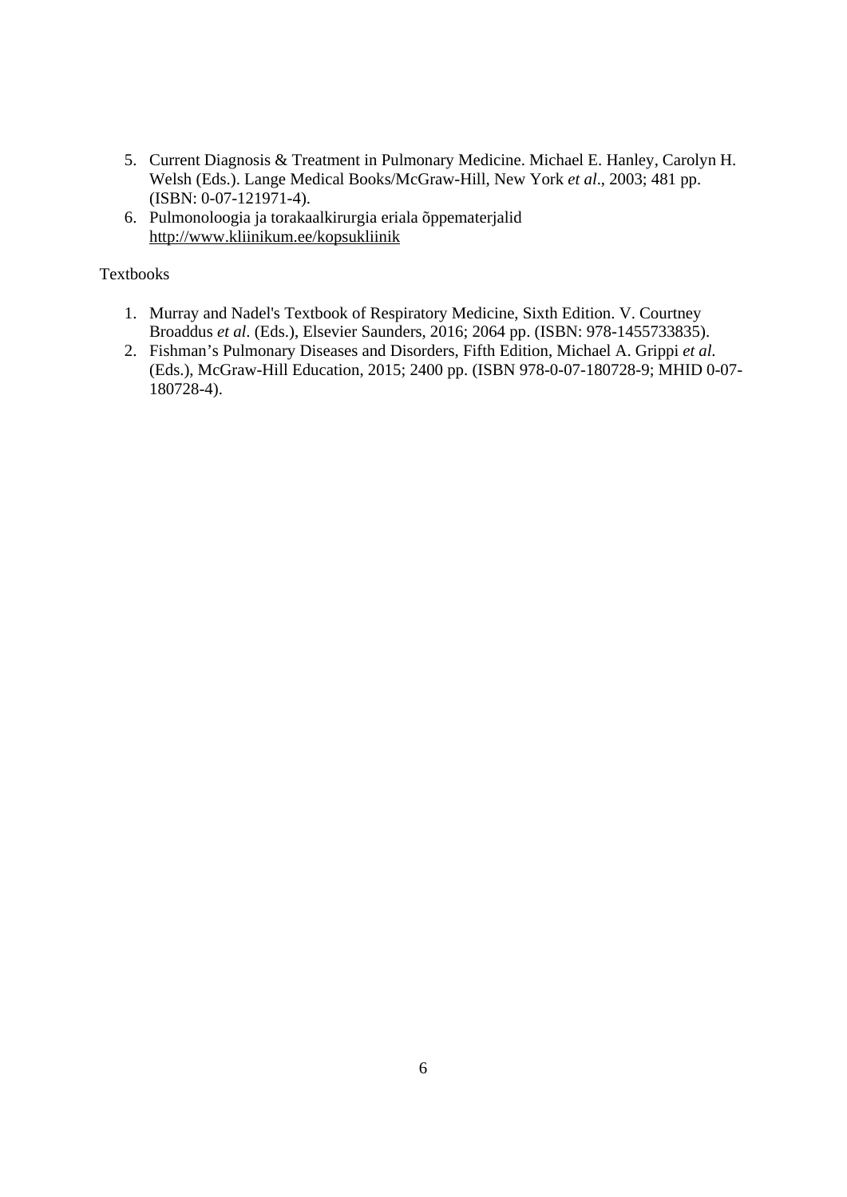5. Current Diagnosis & Treatment in Pulmonary Medicine. Michael E. Hanley, Carolyn H. Welsh (Eds.). Lange Medical Books/McGraw-Hill, New York *et al*., 2003; 481 pp. (ISBN: 0-07-121971-4).
6. Pulmonoloogia ja torakaalkirurgia eriala õppematerjalid http://www.kliinikum.ee/kopsukliinik

Textbooks

1. Murray and Nadel's Textbook of Respiratory Medicine, Sixth Edition. V. Courtney Broaddus *et al*. (Eds.), Elsevier Saunders, 2016; 2064 pp. (ISBN: 978-1455733835).
2. Fishman's Pulmonary Diseases and Disorders, Fifth Edition, Michael A. Grippi *et al*. (Eds.), McGraw-Hill Education, 2015; 2400 pp. (ISBN 978-0-07-180728-9; MHID 0-07-180728-4).